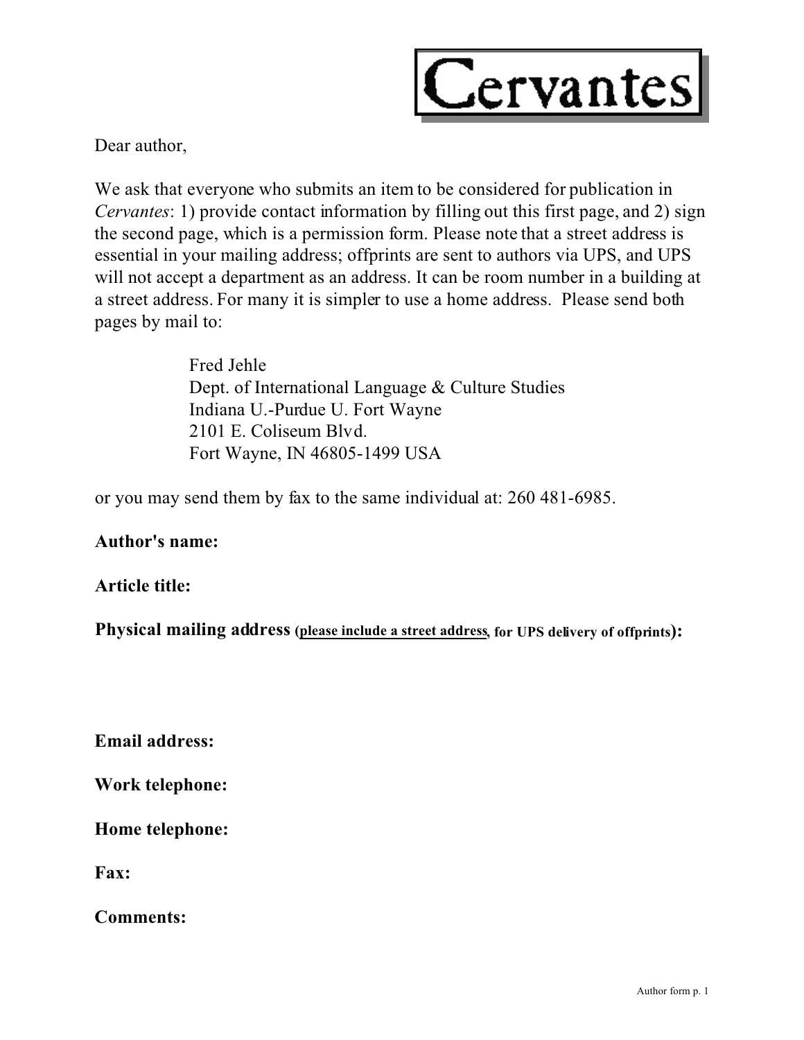# Cervantes

Dear author,

We ask that everyone who submits an item to be considered for publication in *Cervantes*: 1) provide contact information by filling out this first page, and 2) sign the second page, which is a permission form. Please note that a street address is essential in your mailing address; offprints are sent to authors via UPS, and UPS will not accept a department as an address. It can be room number in a building at a street address. For many it is simpler to use a home address. Please send both pages by mail to:

> Fred Jehle
> Dept. of International Language & Culture Studies
> Indiana U.-Purdue U. Fort Wayne
> 2101 E. Coliseum Blvd.
> Fort Wayne, IN 46805-1499 USA

or you may send them by fax to the same individual at: 260 481-6985.

**Author's name:**

**Article title:**

**Physical mailing address** (**please include a street address**, for UPS delivery of offprints)**:**

**Email address:**

**Work telephone:**

**Home telephone:**

**Fax:**

**Comments:**

Author form p. 1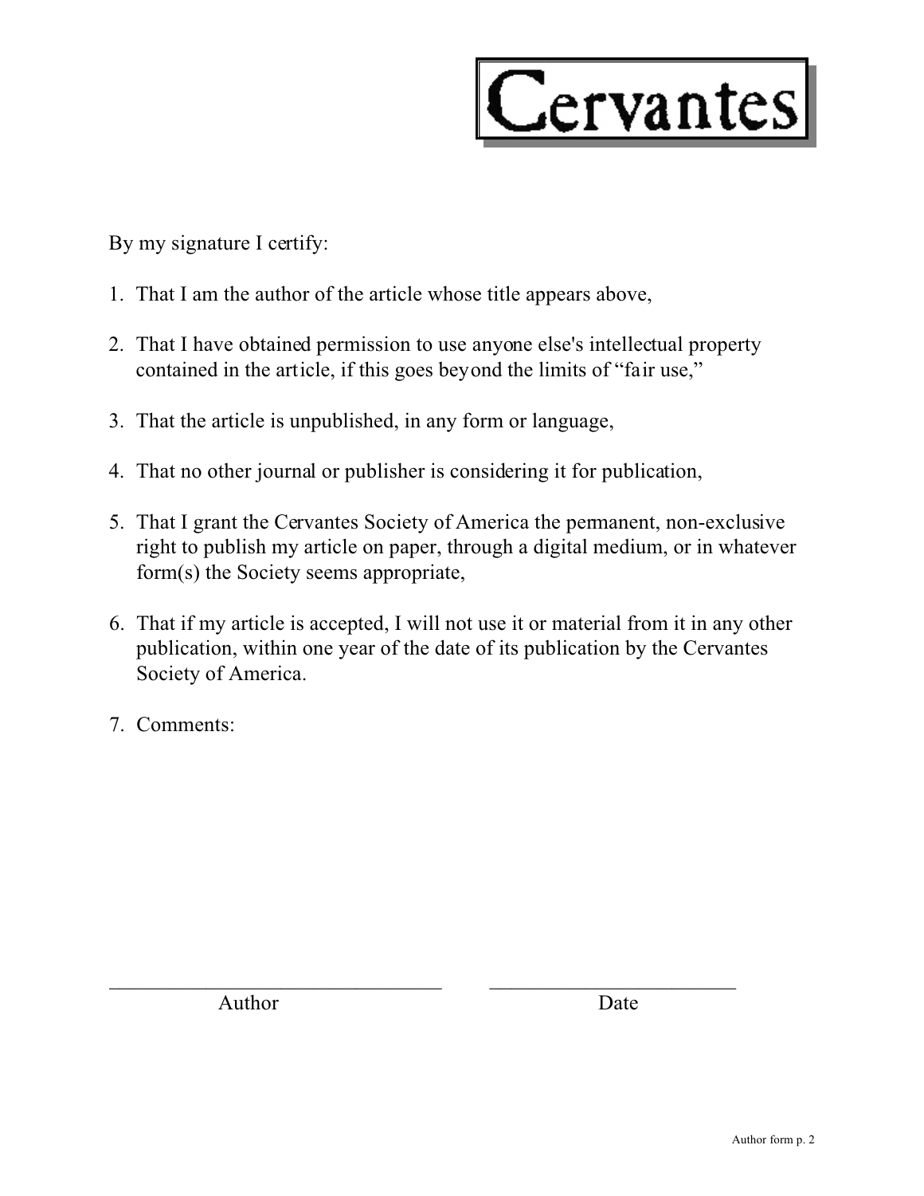# Cervantes

By my signature I certify:

1. That I am the author of the article whose title appears above,

2. That I have obtained permission to use anyone else's intellectual property contained in the article, if this goes beyond the limits of "fair use,"

3. That the article is unpublished, in any form or language,

4. That no other journal or publisher is considering it for publication,

5. That I grant the Cervantes Society of America the permanent, non-exclusive right to publish my article on paper, through a digital medium, or in whatever form(s) the Society seems appropriate,

6. That if my article is accepted, I will not use it or material from it in any other publication, within one year of the date of its publication by the Cervantes Society of America.

7. Comments:

_________________________________ Author

_________________________ Date

Author form p. 2